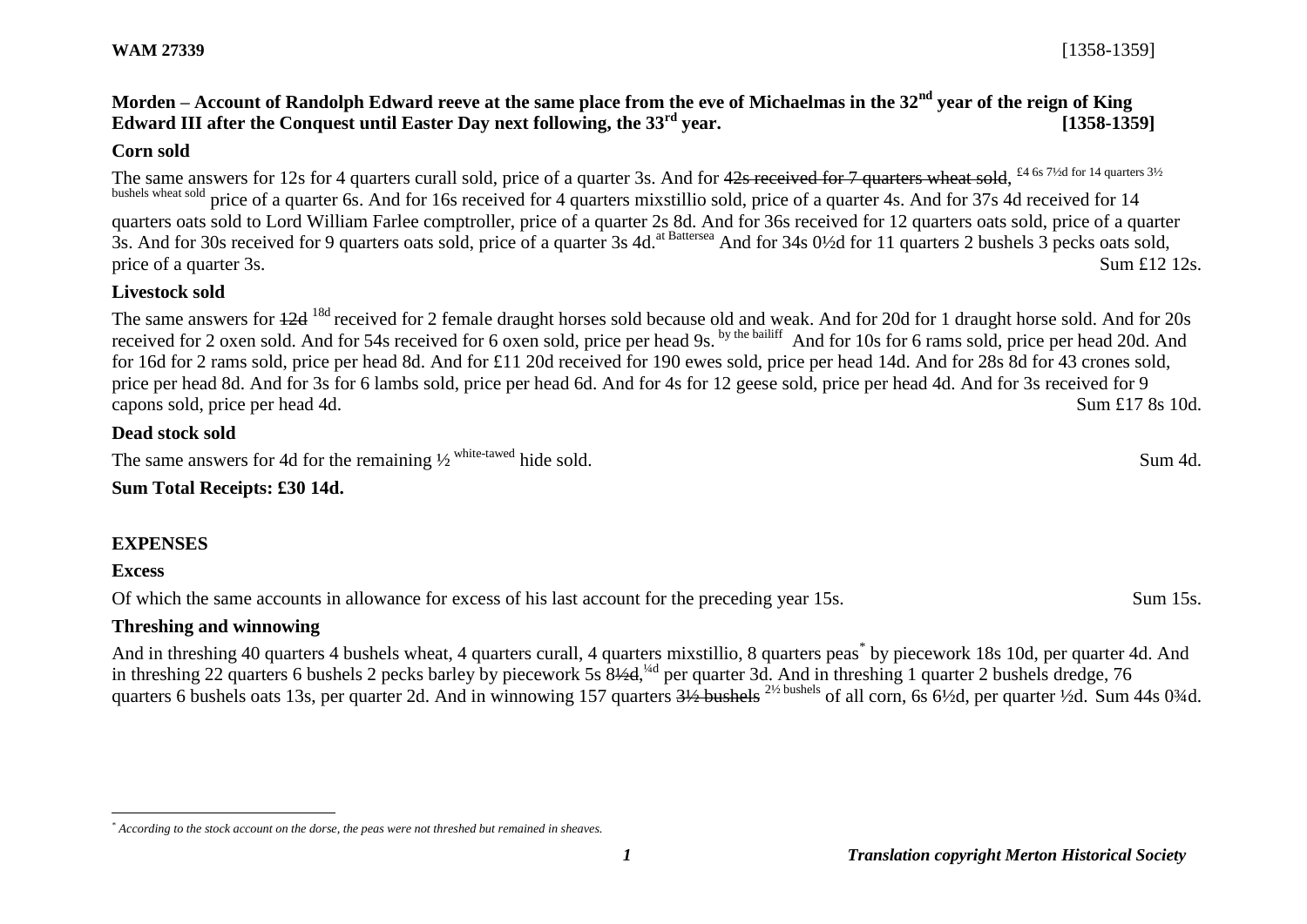**WAM 27339** [1358-1359]

## Morden – Account of Randolph Edward reeve at the same place from the eve of Michaelmas in the 32nd year of the reign of King Edward III after the Conquest until Easter Day next following, the 33rd year. [1358-1359]

### Corn sold

The same answers for 12s for 4 quarters curall sold, price of a quarter 3s. And for ~~42s received for 7 quarters wheat sold~~, £4 6s 7½d for 14 quarters 3½ bushels wheat sold price of a quarter 6s. And for 16s received for 4 quarters mixstillio sold, price of a quarter 4s. And for 37s 4d received for 14 quarters oats sold to Lord William Farlee comptroller, price of a quarter 2s 8d. And for 36s received for 12 quarters oats sold, price of a quarter 3s. And for 30s received for 9 quarters oats sold, price of a quarter 3s 4d. at Battersea And for 34s 0½d for 11 quarters 2 bushels 3 pecks oats sold, price of a quarter 3s. Sum £12 12s.

### Livestock sold

The same answers for ~~12d~~ 18d received for 2 female draught horses sold because old and weak. And for 20d for 1 draught horse sold. And for 20s received for 2 oxen sold. And for 54s received for 6 oxen sold, price per head 9s. by the bailiff And for 10s for 6 rams sold, price per head 20d. And for 16d for 2 rams sold, price per head 8d. And for £11 20d received for 190 ewes sold, price per head 14d. And for 28s 8d for 43 crones sold, price per head 8d. And for 3s for 6 lambs sold, price per head 6d. And for 4s for 12 geese sold, price per head 4d. And for 3s received for 9 capons sold, price per head 4d. Sum £17 8s 10d.

### Dead stock sold

The same answers for 4d for the remaining ½ white-tawed hide sold. Sum 4d.

**Sum Total Receipts: £30 14d.**

## EXPENSES

### Excess

Of which the same accounts in allowance for excess of his last account for the preceding year 15s. Sum 15s.

### Threshing and winnowing

And in threshing 40 quarters 4 bushels wheat, 4 quarters curall, 4 quarters mixstillio, 8 quarters peas* by piecework 18s 10d, per quarter 4d. And in threshing 22 quarters 6 bushels 2 pecks barley by piecework 5s 8~~½d~~, ¼d per quarter 3d. And in threshing 1 quarter 2 bushels dredge, 76 quarters 6 bushels oats 13s, per quarter 2d. And in winnowing 157 quarters ~~3½ bushels~~ 2½ bushels of all corn, 6s 6½d, per quarter ½d. Sum 44s 0¾d.

---

\* *According to the stock account on the dorse, the peas were not threshed but remained in sheaves.*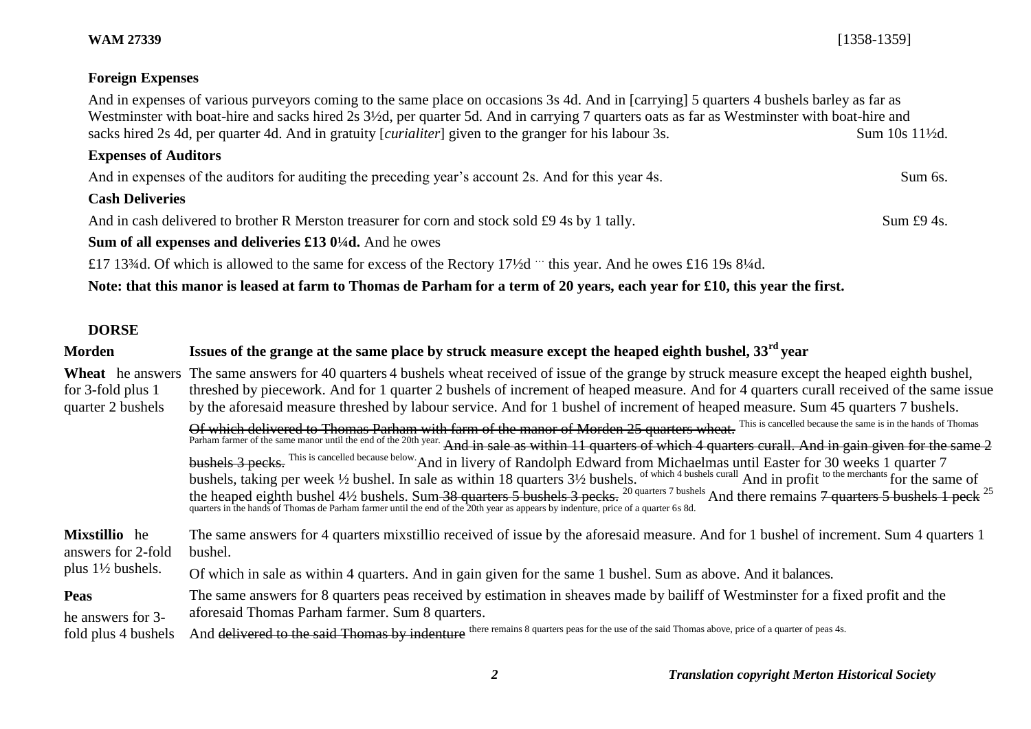## Foreign Expenses

And in expenses of various purveyors coming to the same place on occasions 3s 4d. And in [carrying] 5 quarters 4 bushels barley as far as Westminster with boat-hire and sacks hired 2s 3½d, per quarter 5d. And in carrying 7 quarters oats as far as Westminster with boat-hire and sacks hired 2s 4d, per quarter 4d. And in gratuity [*curialiter*] given to the granger for his labour 3s. Sum 10s 11½d.

## Expenses of Auditors

And in expenses of the auditors for auditing the preceding year's account 2s. And for this year 4s. Sum 6s.

## Cash Deliveries

And in cash delivered to brother R Merston treasurer for corn and stock sold £9 4s by 1 tally. Sum £9 4s.

**Sum of all expenses and deliveries £13 0¼d.** And he owes

£17 13¾d. Of which is allowed to the same for excess of the Rectory 17½d ... this year. And he owes £16 19s 8¼d.

**Note: that this manor is leased at farm to Thomas de Parham for a term of 20 years, each year for £10, this year the first.**

## DORSE

| | |
|---|---|
| **Morden** | **Issues of the grange at the same place by struck measure except the heaped eighth bushel, 33rd year** |
| **Wheat** he answers for 3-fold plus 1 quarter 2 bushels | The same answers for 40 quarters 4 bushels wheat received of issue of the grange by struck measure except the heaped eighth bushel, threshed by piecework. And for 1 quarter 2 bushels of increment of heaped measure. And for 4 quarters curall received of the same issue by the aforesaid measure threshed by labour service. And for 1 bushel of increment of heaped measure. Sum 45 quarters 7 bushels. ~~Of which delivered to Thomas Parham with farm of the manor of Morden 25 quarters wheat.~~ This is cancelled because the same is in the hands of Thomas Parham farmer of the same manor until the end of the 20th year. ~~And in sale as within 11 quarters of which 4 quarters curall. And in gain given for the same 2 bushels 3 pecks.~~ This is cancelled because below. And in livery of Randolph Edward from Michaelmas until Easter for 30 weeks 1 quarter 7 bushels, taking per week ½ bushel. In sale as within 18 quarters 3½ bushels. of which 4 bushels curall And in profit to the merchants for the same of the heaped eighth bushel 4½ bushels. Sum ~~38 quarters 5 bushels 3 pecks.~~ 20 quarters 7 bushels And there remains ~~7 quarters 5 bushels 1 peck~~ 25 quarters in the hands of Thomas de Parham farmer until the end of the 20th year as appears by indenture, price of a quarter 6s 8d. |
| **Mixstillio** he answers for 2-fold plus 1½ bushels. | The same answers for 4 quarters mixstillio received of issue by the aforesaid measure. And for 1 bushel of increment. Sum 4 quarters 1 bushel. Of which in sale as within 4 quarters. And in gain given for the same 1 bushel. Sum as above. And it balances. |
| **Peas** he answers for 3-fold plus 4 bushels | The same answers for 8 quarters peas received by estimation in sheaves made by bailiff of Westminster for a fixed profit and the aforesaid Thomas Parham farmer. Sum 8 quarters. And ~~delivered to the said Thomas by indenture~~ there remains 8 quarters peas for the use of the said Thomas above, price of a quarter of peas 4s. |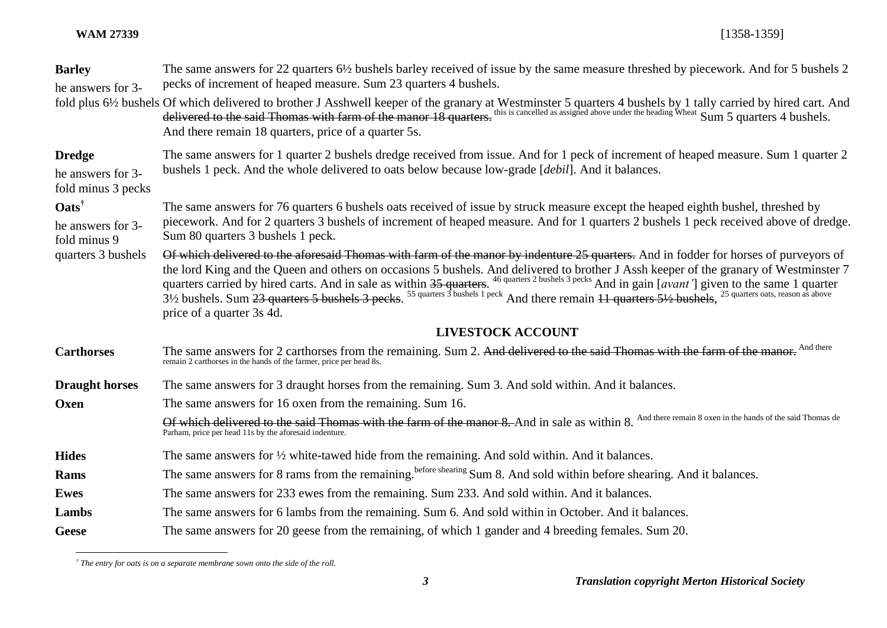| | |
|---|---|
| **Barley**<br>he answers for 3-fold plus 6½ bushels | The same answers for 22 quarters 6½ bushels barley received of issue by the same measure threshed by piecework. And for 5 bushels 2 pecks of increment of heaped measure. Sum 23 quarters 4 bushels.<br>Of which delivered to brother J Asshwell keeper of the granary at Westminster 5 quarters 4 bushels by 1 tally carried by hired cart. And ~~delivered to the said Thomas with farm of the manor 18 quarters.~~ this is cancelled as assigned above under the heading Wheat Sum 5 quarters 4 bushels. And there remain 18 quarters, price of a quarter 5s. |
| **Dredge**<br>he answers for 3-fold minus 3 pecks | The same answers for 1 quarter 2 bushels dredge received from issue. And for 1 peck of increment of heaped measure. Sum 1 quarter 2 bushels 1 peck. And the whole delivered to oats below because low-grade [*debil*]. And it balances. |
| **Oats**†<br>he answers for 3-fold minus 9 quarters 3 bushels | The same answers for 76 quarters 6 bushels oats received of issue by struck measure except the heaped eighth bushel, threshed by piecework. And for 2 quarters 3 bushels of increment of heaped measure. And for 1 quarters 2 bushels 1 peck received above of dredge. Sum 80 quarters 3 bushels 1 peck.<br>~~Of which delivered to the aforesaid Thomas with farm of the manor by indenture 25 quarters.~~ And in fodder for horses of purveyors of the lord King and the Queen and others on occasions 5 bushels. And delivered to brother J Assh keeper of the granary of Westminster 7 quarters carried by hired carts. And in sale as within ~~35 quarters~~. 46 quarters 2 bushels 3 pecks And in gain [*avant'*] given to the same 1 quarter 3½ bushels. Sum ~~23 quarters 5 bushels 3 pecks~~. 55 quarters 3 bushels 1 peck And there remain ~~11 quarters 5½ bushels~~, 25 quarters oats, reason as above price of a quarter 3s 4d. |

## LIVESTOCK ACCOUNT

| | |
|---|---|
| **Carthorses** | The same answers for 2 carthorses from the remaining. Sum 2. ~~And delivered to the said Thomas with the farm of the manor.~~ And there remain 2 carthorses in the hands of the farmer, price per head 8s. |
| **Draught horses** | The same answers for 3 draught horses from the remaining. Sum 3. And sold within. And it balances. |
| **Oxen** | The same answers for 16 oxen from the remaining. Sum 16.<br>~~Of which delivered to the said Thomas with the farm of the manor 8.~~ And in sale as within 8. And there remain 8 oxen in the hands of the said Thomas de Parham, price per head 11s by the aforesaid indenture. |
| **Hides** | The same answers for ½ white-tawed hide from the remaining. And sold within. And it balances. |
| **Rams** | The same answers for 8 rams from the remaining. before shearing Sum 8. And sold within before shearing. And it balances. |
| **Ewes** | The same answers for 233 ewes from the remaining. Sum 233. And sold within. And it balances. |
| **Lambs** | The same answers for 6 lambs from the remaining. Sum 6. And sold within in October. And it balances. |
| **Geese** | The same answers for 20 geese from the remaining, of which 1 gander and 4 breeding females. Sum 20. |

† *The entry for oats is on a separate membrane sown onto the side of the roll.*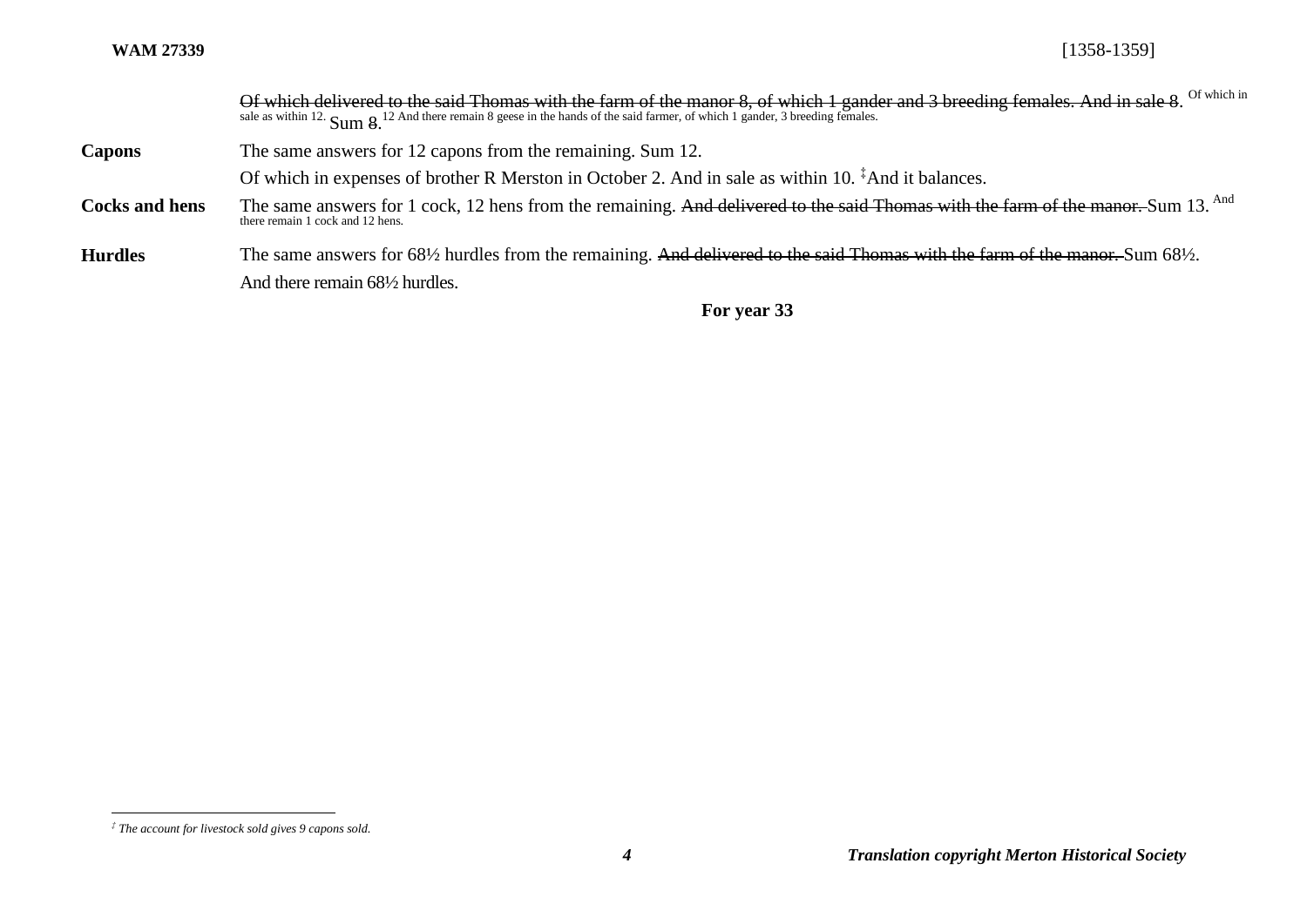| | |
|---|---|
| | ~~Of which delivered to the said Thomas with the farm of the manor 8, of which 1 gander and 3 breeding females. And in sale 8~~. Of which in sale as within 12. Sum ~~8~~. 12 And there remain 8 geese in the hands of the said farmer, of which 1 gander, 3 breeding females. |
| **Capons** | The same answers for 12 capons from the remaining. Sum 12. |
| | Of which in expenses of brother R Merston in October 2. And in sale as within 10. ‡And it balances. |
| **Cocks and hens** | The same answers for 1 cock, 12 hens from the remaining. ~~And delivered to the said Thomas with the farm of the manor.~~ Sum 13. And there remain 1 cock and 12 hens. |
| **Hurdles** | The same answers for 68½ hurdles from the remaining. ~~And delivered to the said Thomas with the farm of the manor.~~ Sum 68½. |
| | And there remain 68½ hurdles. |

**For year 33**

‡ *The account for livestock sold gives 9 capons sold.*